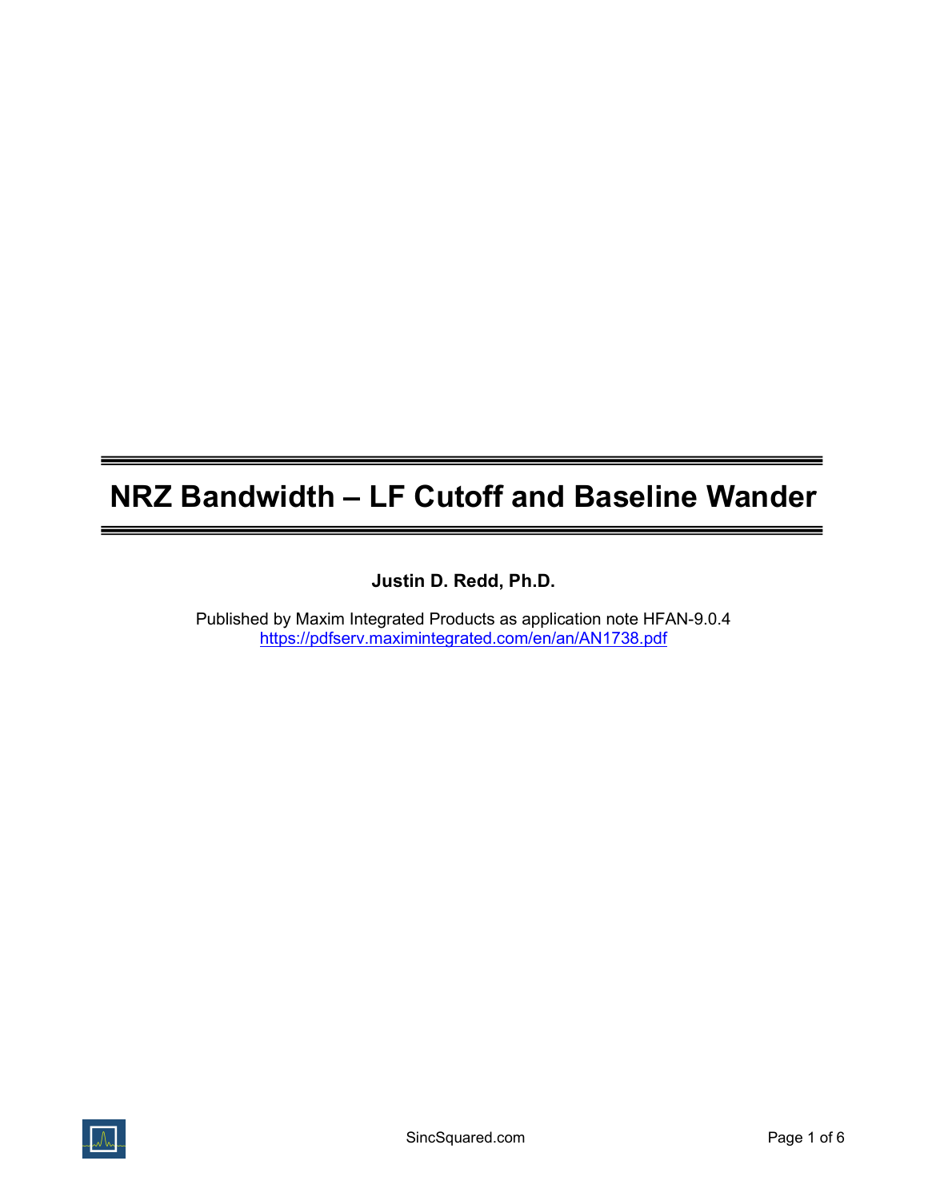# NRZ Bandwidth – LF Cutoff and Baseline Wander

**Justin D. Redd, Ph.D.**

Published by Maxim Integrated Products as application note HFAN-9.0.4
https://pdfserv.maximintegrated.com/en/an/AN1738.pdf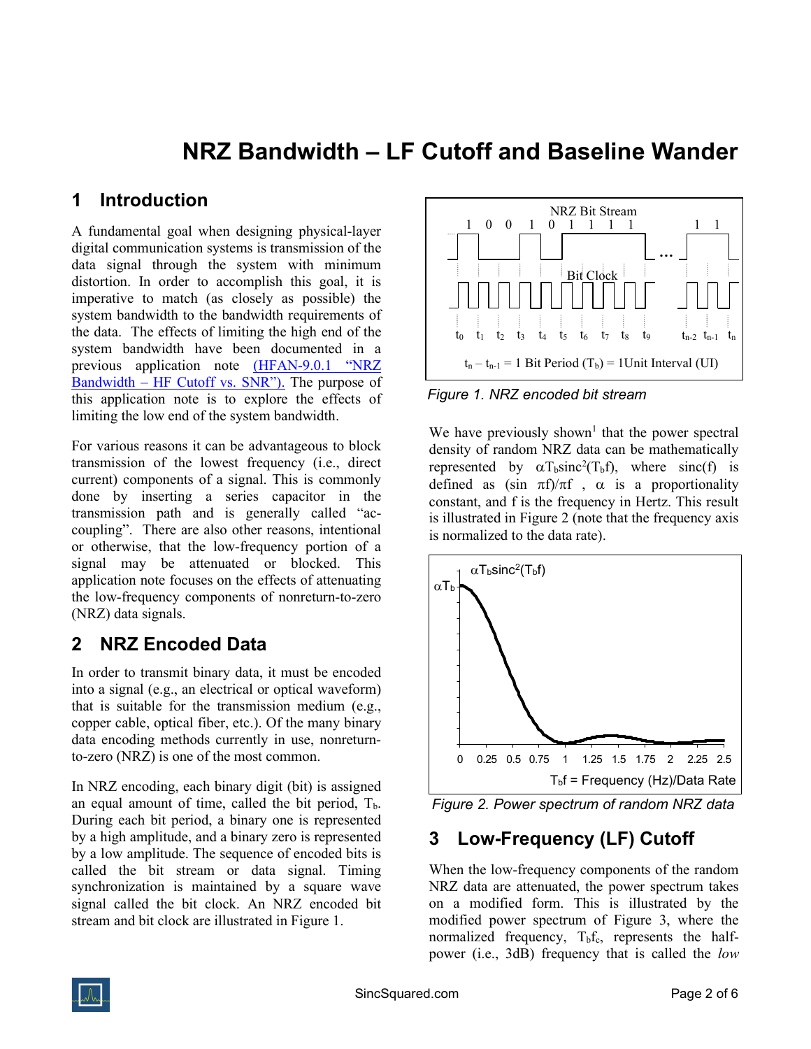# NRZ Bandwidth – LF Cutoff and Baseline Wander

## 1 Introduction

A fundamental goal when designing physical-layer digital communication systems is transmission of the data signal through the system with minimum distortion. In order to accomplish this goal, it is imperative to match (as closely as possible) the system bandwidth to the bandwidth requirements of the data. The effects of limiting the high end of the system bandwidth have been documented in a previous application note (HFAN-9.0.1 "NRZ Bandwidth – HF Cutoff vs. SNR"). The purpose of this application note is to explore the effects of limiting the low end of the system bandwidth.

For various reasons it can be advantageous to block transmission of the lowest frequency (i.e., direct current) components of a signal. This is commonly done by inserting a series capacitor in the transmission path and is generally called "ac-coupling". There are also other reasons, intentional or otherwise, that the low-frequency portion of a signal may be attenuated or blocked. This application note focuses on the effects of attenuating the low-frequency components of nonreturn-to-zero (NRZ) data signals.

## 2 NRZ Encoded Data

In order to transmit binary data, it must be encoded into a signal (e.g., an electrical or optical waveform) that is suitable for the transmission medium (e.g., copper cable, optical fiber, etc.). Of the many binary data encoding methods currently in use, nonreturn-to-zero (NRZ) is one of the most common.

In NRZ encoding, each binary digit (bit) is assigned an equal amount of time, called the bit period, $T_b$. During each bit period, a binary one is represented by a high amplitude, and a binary zero is represented by a low amplitude. The sequence of encoded bits is called the bit stream or data signal. Timing synchronization is maintained by a square wave signal called the bit clock. An NRZ encoded bit stream and bit clock are illustrated in Figure 1.

*Figure 1. NRZ encoded bit stream*

We have previously shown[1] that the power spectral density of random NRZ data can be mathematically represented by $\alpha T_b \text{sinc}^2(T_b f)$, where sinc(f) is defined as $(\sin \pi f)/\pi f$, $\alpha$ is a proportionality constant, and f is the frequency in Hertz. This result is illustrated in Figure 2 (note that the frequency axis is normalized to the data rate).

*Figure 2. Power spectrum of random NRZ data*

## 3 Low-Frequency (LF) Cutoff

When the low-frequency components of the random NRZ data are attenuated, the power spectrum takes on a modified form. This is illustrated by the modified power spectrum of Figure 3, where the normalized frequency, $T_b f_c$, represents the half-power (i.e., 3dB) frequency that is called the *low*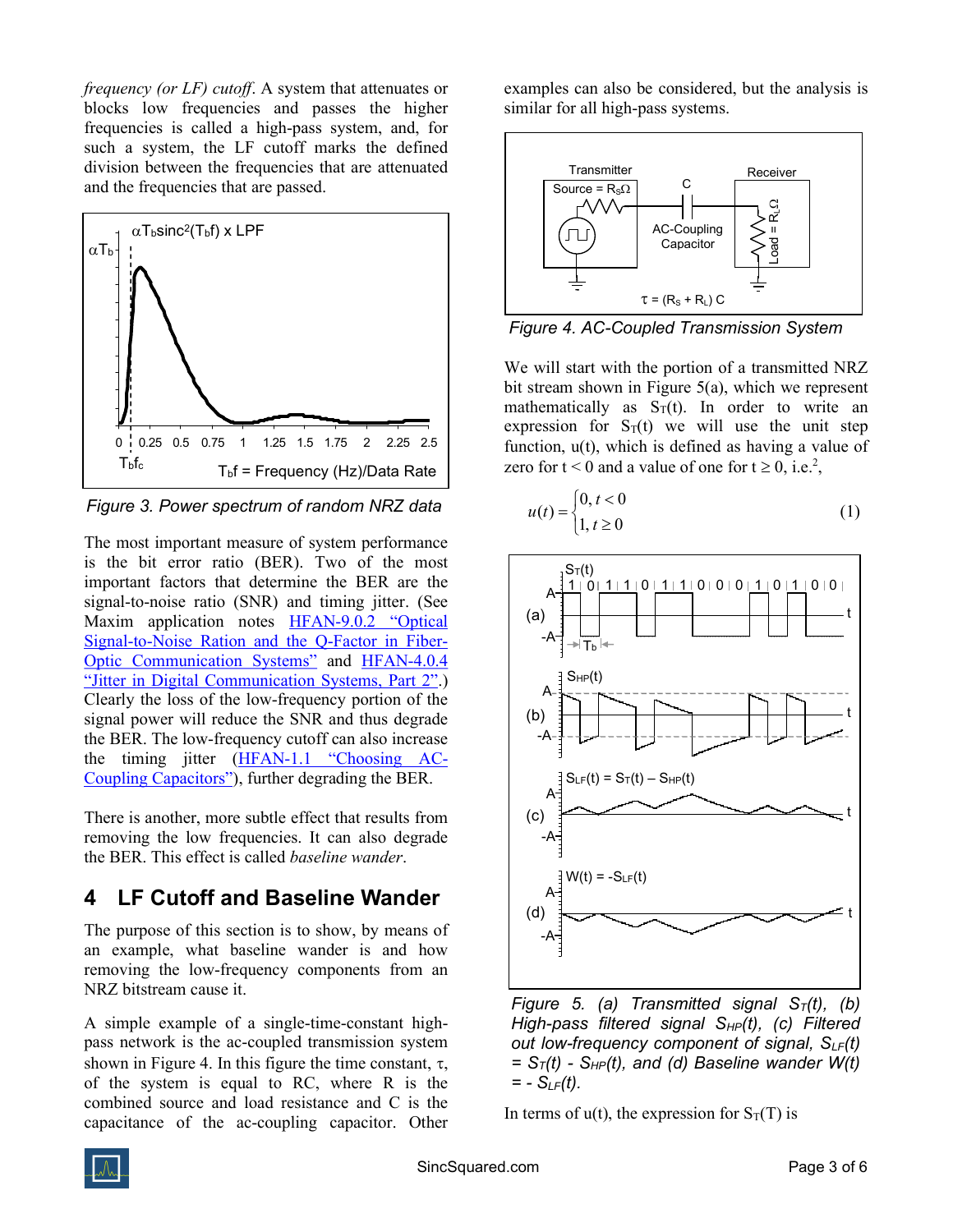*frequency (or LF) cutoff*. A system that attenuates or blocks low frequencies and passes the higher frequencies is called a high-pass system, and, for such a system, the LF cutoff marks the defined division between the frequencies that are attenuated and the frequencies that are passed.

Figure 3. Power spectrum of random NRZ data

The most important measure of system performance is the bit error ratio (BER). Two of the most important factors that determine the BER are the signal-to-noise ratio (SNR) and timing jitter. (See Maxim application notes HFAN-9.0.2 "Optical Signal-to-Noise Ration and the Q-Factor in Fiber-Optic Communication Systems" and HFAN-4.0.4 "Jitter in Digital Communication Systems, Part 2".) Clearly the loss of the low-frequency portion of the signal power will reduce the SNR and thus degrade the BER. The low-frequency cutoff can also increase the timing jitter (HFAN-1.1 "Choosing AC-Coupling Capacitors"), further degrading the BER.

There is another, more subtle effect that results from removing the low frequencies. It can also degrade the BER. This effect is called *baseline wander*.

## 4 LF Cutoff and Baseline Wander

The purpose of this section is to show, by means of an example, what baseline wander is and how removing the low-frequency components from an NRZ bitstream cause it.

A simple example of a single-time-constant high-pass network is the ac-coupled transmission system shown in Figure 4. In this figure the time constant, $\tau$, of the system is equal to RC, where R is the combined source and load resistance and C is the capacitance of the ac-coupling capacitor. Other examples can also be considered, but the analysis is similar for all high-pass systems.

Figure 4. AC-Coupled Transmission System

We will start with the portion of a transmitted NRZ bit stream shown in Figure 5(a), which we represent mathematically as $S_T(t)$. In order to write an expression for $S_T(t)$ we will use the unit step function, $u(t)$, which is defined as having a value of zero for $t < 0$ and a value of one for $t \geq 0$, i.e.[2],

$$u(t) = \begin{cases} 0, t < 0 \\ 1, t \geq 0 \end{cases} \tag{1}$$

Figure 5. (a) Transmitted signal $S_T(t)$, (b) High-pass filtered signal $S_{HP}(t)$, (c) Filtered out low-frequency component of signal, $S_{LF}(t) = S_T(t) - S_{HP}(t)$, and (d) Baseline wander $W(t) = -S_{LF}(t)$.

In terms of u(t), the expression for $S_T(T)$ is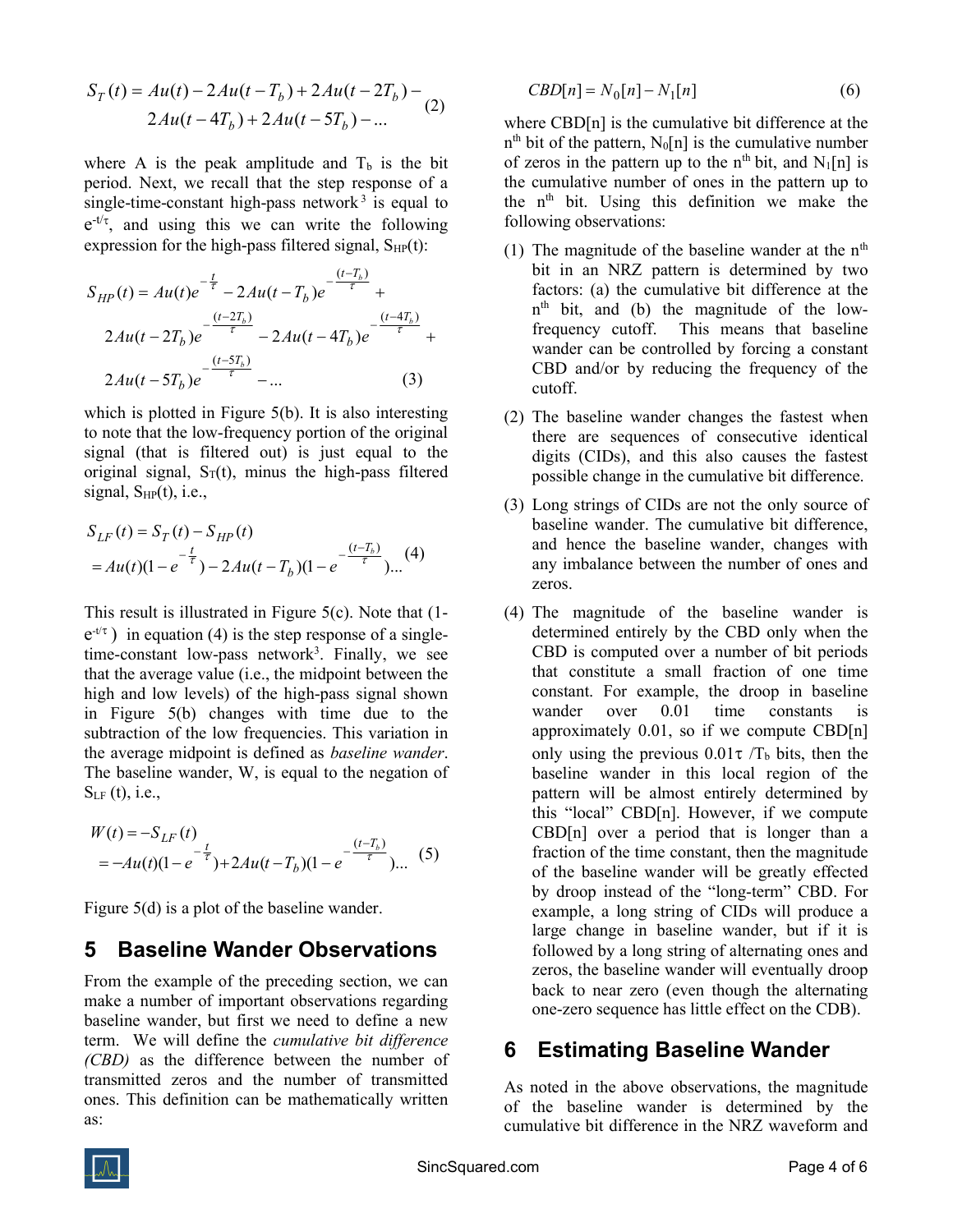$$S_T(t) = Au(t) - 2Au(t - T_b) + 2Au(t - 2T_b) - 2Au(t - 4T_b) + 2Au(t - 5T_b) - ... \quad (2)$$

where A is the peak amplitude and $T_b$ is the bit period. Next, we recall that the step response of a single-time-constant high-pass network[3] is equal to $e^{-t/\tau}$, and using this we can write the following expression for the high-pass filtered signal, $S_{HP}(t)$:

$$S_{HP}(t) = Au(t)e^{-\frac{t}{\tau}} - 2Au(t - T_b)e^{-\frac{(t-T_b)}{\tau}} + 2Au(t - 2T_b)e^{-\frac{(t-2T_b)}{\tau}} - 2Au(t - 4T_b)e^{-\frac{(t-4T_b)}{\tau}} + 2Au(t - 5T_b)e^{-\frac{(t-5T_b)}{\tau}} - ... \quad (3)$$

which is plotted in Figure 5(b). It is also interesting to note that the low-frequency portion of the original signal (that is filtered out) is just equal to the original signal, $S_T(t)$, minus the high-pass filtered signal, $S_{HP}(t)$, i.e.,

$$S_{LF}(t) = S_T(t) - S_{HP}(t) = Au(t)(1 - e^{-\frac{t}{\tau}}) - 2Au(t - T_b)(1 - e^{-\frac{(t-T_b)}{\tau}})... \quad (4)$$

This result is illustrated in Figure 5(c). Note that $(1-e^{-t/\tau})$ in equation (4) is the step response of a single-time-constant low-pass network[3]. Finally, we see that the average value (i.e., the midpoint between the high and low levels) of the high-pass signal shown in Figure 5(b) changes with time due to the subtraction of the low frequencies. This variation in the average midpoint is defined as *baseline wander*. The baseline wander, W, is equal to the negation of $S_{LF}(t)$, i.e.,

$$W(t) = -S_{LF}(t) = -Au(t)(1 - e^{-\frac{t}{\tau}}) + 2Au(t - T_b)(1 - e^{-\frac{(t-T_b)}{\tau}})... \quad (5)$$

Figure 5(d) is a plot of the baseline wander.

## 5 Baseline Wander Observations

From the example of the preceding section, we can make a number of important observations regarding baseline wander, but first we need to define a new term. We will define the *cumulative bit difference (CBD)* as the difference between the number of transmitted zeros and the number of transmitted ones. This definition can be mathematically written as:

$$CBD[n] = N_0[n] - N_1[n] \quad (6)$$

where CBD[n] is the cumulative bit difference at the $n^{th}$ bit of the pattern, $N_0[n]$ is the cumulative number of zeros in the pattern up to the $n^{th}$ bit, and $N_1[n]$ is the cumulative number of ones in the pattern up to the $n^{th}$ bit. Using this definition we make the following observations:

(1) The magnitude of the baseline wander at the $n^{th}$ bit in an NRZ pattern is determined by two factors: (a) the cumulative bit difference at the $n^{th}$ bit, and (b) the magnitude of the low-frequency cutoff. This means that baseline wander can be controlled by forcing a constant CBD and/or by reducing the frequency of the cutoff.

(2) The baseline wander changes the fastest when there are sequences of consecutive identical digits (CIDs), and this also causes the fastest possible change in the cumulative bit difference.

(3) Long strings of CIDs are not the only source of baseline wander. The cumulative bit difference, and hence the baseline wander, changes with any imbalance between the number of ones and zeros.

(4) The magnitude of the baseline wander is determined entirely by the CBD only when the CBD is computed over a number of bit periods that constitute a small fraction of one time constant. For example, the droop in baseline wander over 0.01 time constants is approximately 0.01, so if we compute CBD[n] only using the previous $0.01\tau / T_b$ bits, then the baseline wander in this local region of the pattern will be almost entirely determined by this "local" CBD[n]. However, if we compute CBD[n] over a period that is longer than a fraction of the time constant, then the magnitude of the baseline wander will be greatly effected by droop instead of the "long-term" CBD. For example, a long string of CIDs will produce a large change in baseline wander, but if it is followed by a long string of alternating ones and zeros, the baseline wander will eventually droop back to near zero (even though the alternating one-zero sequence has little effect on the CDB).

## 6 Estimating Baseline Wander

As noted in the above observations, the magnitude of the baseline wander is determined by the cumulative bit difference in the NRZ waveform and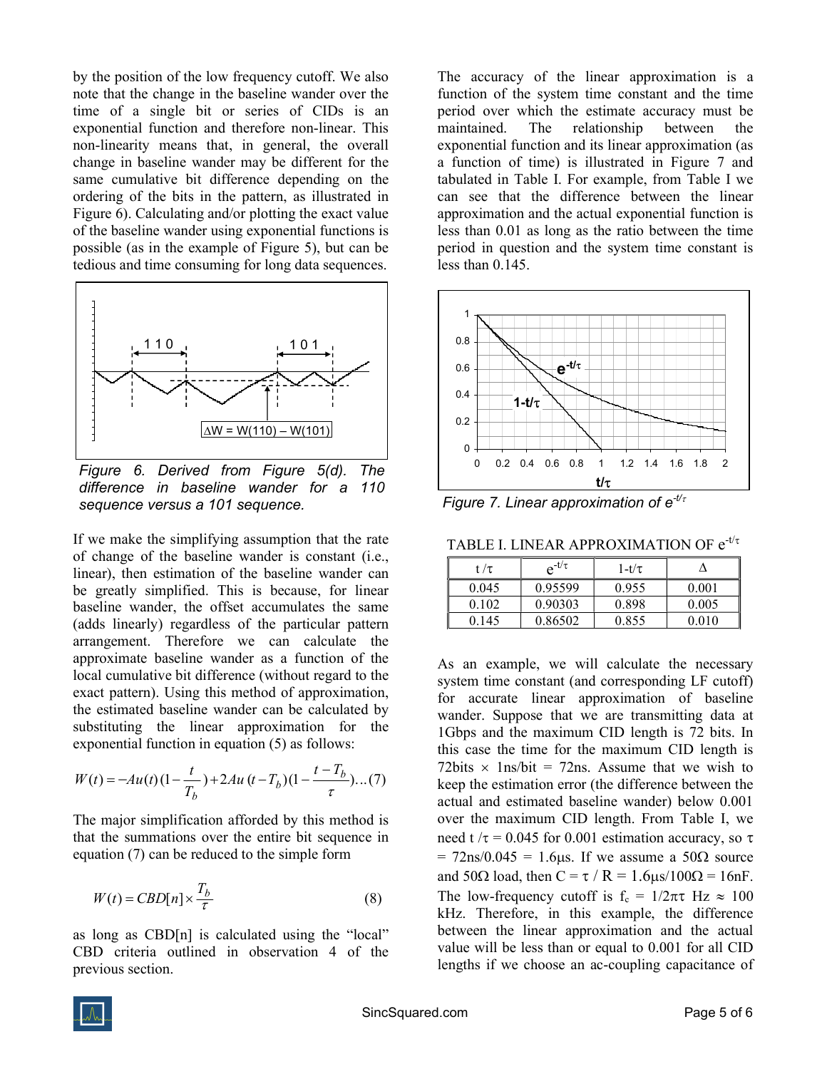by the position of the low frequency cutoff. We also note that the change in the baseline wander over the time of a single bit or series of CIDs is an exponential function and therefore non-linear. This non-linearity means that, in general, the overall change in baseline wander may be different for the same cumulative bit difference depending on the ordering of the bits in the pattern, as illustrated in Figure 6). Calculating and/or plotting the exact value of the baseline wander using exponential functions is possible (as in the example of Figure 5), but can be tedious and time consuming for long data sequences.

*Figure 6. Derived from Figure 5(d). The difference in baseline wander for a 110 sequence versus a 101 sequence.*

If we make the simplifying assumption that the rate of change of the baseline wander is constant (i.e., linear), then estimation of the baseline wander can be greatly simplified. This is because, for linear baseline wander, the offset accumulates the same (adds linearly) regardless of the particular pattern arrangement. Therefore we can calculate the approximate baseline wander as a function of the local cumulative bit difference (without regard to the exact pattern). Using this method of approximation, the estimated baseline wander can be calculated by substituting the linear approximation for the exponential function in equation (5) as follows:

$$W(t) = -Au(t)(1-\frac{t}{T_b}) + 2Au(t-T_b)(1-\frac{t-T_b}{\tau})\ldots(7)$$

The major simplification afforded by this method is that the summations over the entire bit sequence in equation (7) can be reduced to the simple form

$$W(t) = CBD[n] \times \frac{T_b}{\tau} \qquad (8)$$

as long as CBD[n] is calculated using the "local" CBD criteria outlined in observation 4 of the previous section.

The accuracy of the linear approximation is a function of the system time constant and the time period over which the estimate accuracy must be maintained. The relationship between the exponential function and its linear approximation (as a function of time) is illustrated in Figure 7 and tabulated in Table I. For example, from Table I we can see that the difference between the linear approximation and the actual exponential function is less than 0.01 as long as the ratio between the time period in question and the system time constant is less than 0.145.

*Figure 7. Linear approximation of $e^{-t/\tau}$*

TABLE I. LINEAR APPROXIMATION OF $e^{-t/\tau}$

| $t/\tau$ | $e^{-t/\tau}$ | $1-t/\tau$ | $\Delta$ |
|---|---|---|---|
| 0.045 | 0.95599 | 0.955 | 0.001 |
| 0.102 | 0.90303 | 0.898 | 0.005 |
| 0.145 | 0.86502 | 0.855 | 0.010 |

As an example, we will calculate the necessary system time constant (and corresponding LF cutoff) for accurate linear approximation of baseline wander. Suppose that we are transmitting data at 1Gbps and the maximum CID length is 72 bits. In this case the time for the maximum CID length is 72bits × 1ns/bit = 72ns. Assume that we wish to keep the estimation error (the difference between the actual and estimated baseline wander) below 0.001 over the maximum CID length. From Table I, we need $t/\tau = 0.045$ for 0.001 estimation accuracy, so $\tau$ = 72ns/0.045 = 1.6μs. If we assume a 50Ω source and 50Ω load, then C = $\tau$ / R = 1.6μs/100Ω = 16nF. The low-frequency cutoff is $f_c = 1/2\pi\tau$ Hz ≈ 100 kHz. Therefore, in this example, the difference between the linear approximation and the actual value will be less than or equal to 0.001 for all CID lengths if we choose an ac-coupling capacitance of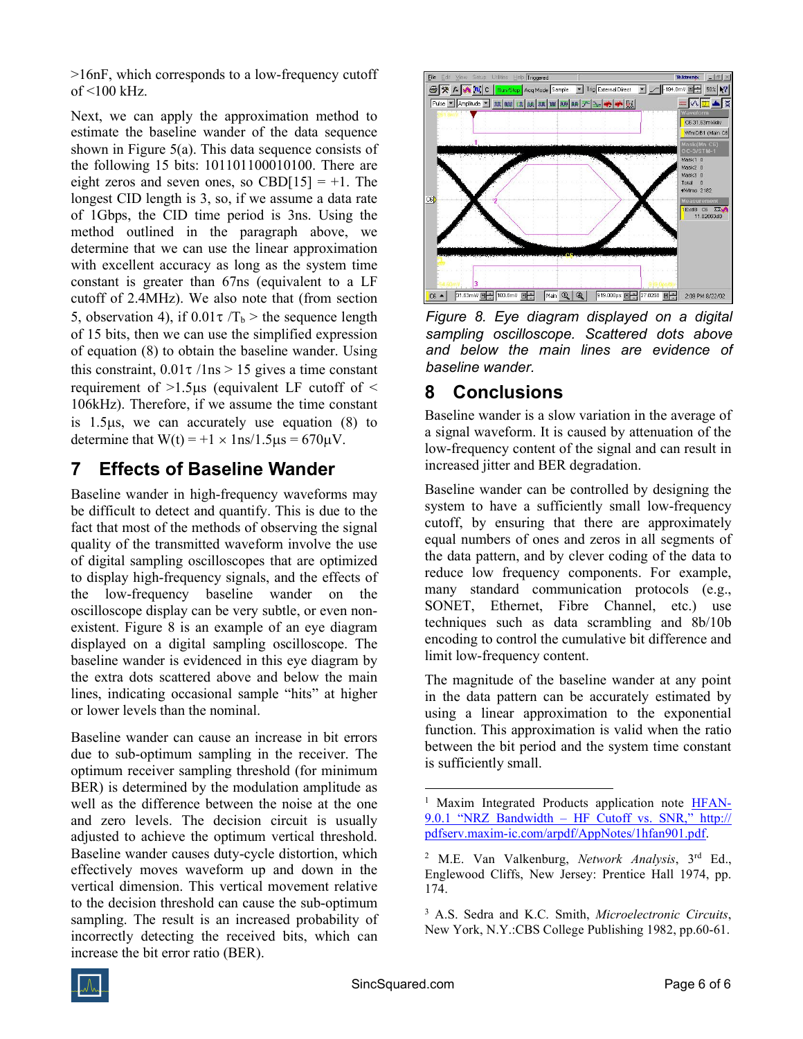>16nF, which corresponds to a low-frequency cutoff of <100 kHz.

Next, we can apply the approximation method to estimate the baseline wander of the data sequence shown in Figure 5(a). This data sequence consists of the following 15 bits: 101101100010100. There are eight zeros and seven ones, so CBD[15] = +1. The longest CID length is 3, so, if we assume a data rate of 1Gbps, the CID time period is 3ns. Using the method outlined in the paragraph above, we determine that we can use the linear approximation with excellent accuracy as long as the system time constant is greater than 67ns (equivalent to a LF cutoff of 2.4MHz). We also note that (from section 5, observation 4), if $0.01\tau / T_b >$ the sequence length of 15 bits, then we can use the simplified expression of equation (8) to obtain the baseline wander. Using this constraint, $0.01\tau$ /1ns > 15 gives a time constant requirement of >1.5μs (equivalent LF cutoff of < 106kHz). Therefore, if we assume the time constant is 1.5μs, we can accurately use equation (8) to determine that W(t) = +1 × 1ns/1.5μs = 670μV.

## 7 Effects of Baseline Wander

Baseline wander in high-frequency waveforms may be difficult to detect and quantify. This is due to the fact that most of the methods of observing the signal quality of the transmitted waveform involve the use of digital sampling oscilloscopes that are optimized to display high-frequency signals, and the effects of the low-frequency baseline wander on the oscilloscope display can be very subtle, or even non-existent. Figure 8 is an example of an eye diagram displayed on a digital sampling oscilloscope. The baseline wander is evidenced in this eye diagram by the extra dots scattered above and below the main lines, indicating occasional sample "hits" at higher or lower levels than the nominal.

Baseline wander can cause an increase in bit errors due to sub-optimum sampling in the receiver. The optimum receiver sampling threshold (for minimum BER) is determined by the modulation amplitude as well as the difference between the noise at the one and zero levels. The decision circuit is usually adjusted to achieve the optimum vertical threshold. Baseline wander causes duty-cycle distortion, which effectively moves waveform up and down in the vertical dimension. This vertical movement relative to the decision threshold can cause the sub-optimum sampling. The result is an increased probability of incorrectly detecting the received bits, which can increase the bit error ratio (BER).

*Figure 8. Eye diagram displayed on a digital sampling oscilloscope. Scattered dots above and below the main lines are evidence of baseline wander.*

## 8 Conclusions

Baseline wander is a slow variation in the average of a signal waveform. It is caused by attenuation of the low-frequency content of the signal and can result in increased jitter and BER degradation.

Baseline wander can be controlled by designing the system to have a sufficiently small low-frequency cutoff, by ensuring that there are approximately equal numbers of ones and zeros in all segments of the data pattern, and by clever coding of the data to reduce low frequency components. For example, many standard communication protocols (e.g., SONET, Ethernet, Fibre Channel, etc.) use techniques such as data scrambling and 8b/10b encoding to control the cumulative bit difference and limit low-frequency content.

The magnitude of the baseline wander at any point in the data pattern can be accurately estimated by using a linear approximation to the exponential function. This approximation is valid when the ratio between the bit period and the system time constant is sufficiently small.

---

[1] Maxim Integrated Products application note [HFAN-9.0.1 "NRZ Bandwidth – HF Cutoff vs. SNR," http://pdfserv.maxim-ic.com/arpdf/AppNotes/1hfan901.pdf](http://pdfserv.maxim-ic.com/arpdf/AppNotes/1hfan901.pdf).

[2] M.E. Van Valkenburg, *Network Analysis*, 3rd Ed., Englewood Cliffs, New Jersey: Prentice Hall 1974, pp. 174.

[3] A.S. Sedra and K.C. Smith, *Microelectronic Circuits*, New York, N.Y.:CBS College Publishing 1982, pp.60-61.